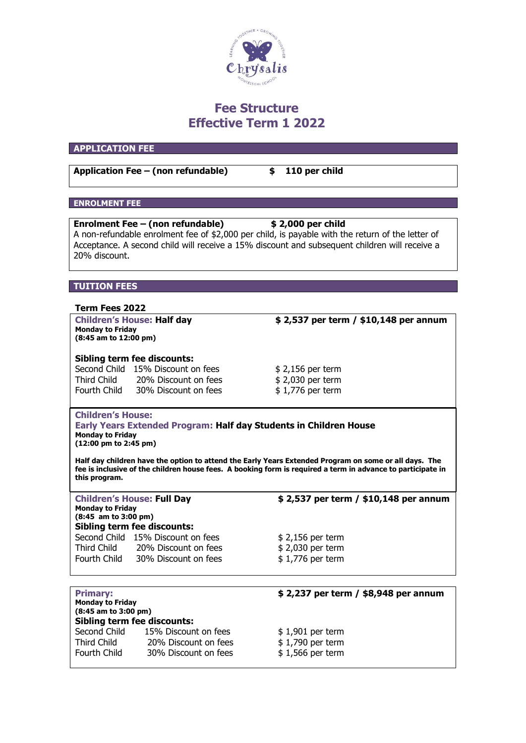# Fee Structure
# Effective Term 1 2022

## APPLICATION FEE

**Application Fee – (non refundable)** **$ 110 per child**

## ENROLMENT FEE

**Enrolment Fee – (non refundable)** **$ 2,000 per child**

A non-refundable enrolment fee of $2,000 per child, is payable with the return of the letter of Acceptance. A second child will receive a 15% discount and subsequent children will receive a 20% discount.

## TUITION FEES

**Term Fees 2022**

**Children's House: Half day** — **$ 2,537 per term / $10,148 per annum**

**Monday to Friday**
**(8:45 am to 12:00 pm)**

**Sibling term fee discounts:**

| | | |
|---|---|---|
| Second Child | 15% Discount on fees | $ 2,156 per term |
| Third Child | 20% Discount on fees | $ 2,030 per term |
| Fourth Child | 30% Discount on fees | $ 1,776 per term |

**Children's House:**
**Early Years Extended Program: Half day Students in Children House**
**Monday to Friday**
**(12:00 pm to 2:45 pm)**

**Half day children have the option to attend the Early Years Extended Program on some or all days. The fee is inclusive of the children house fees. A booking form is required a term in advance to participate in this program.**

**Children's House: Full Day** — **$ 2,537 per term / $10,148 per annum**

**Monday to Friday**
**(8:45 am to 3:00 pm)**

**Sibling term fee discounts:**

| | | |
|---|---|---|
| Second Child | 15% Discount on fees | $ 2,156 per term |
| Third Child | 20% Discount on fees | $ 2,030 per term |
| Fourth Child | 30% Discount on fees | $ 1,776 per term |

**Primary:** — **$ 2,237 per term / $8,948 per annum**

**Monday to Friday**
**(8:45 am to 3:00 pm)**

**Sibling term fee discounts:**

| | | |
|---|---|---|
| Second Child | 15% Discount on fees | $ 1,901 per term |
| Third Child | 20% Discount on fees | $ 1,790 per term |
| Fourth Child | 30% Discount on fees | $ 1,566 per term |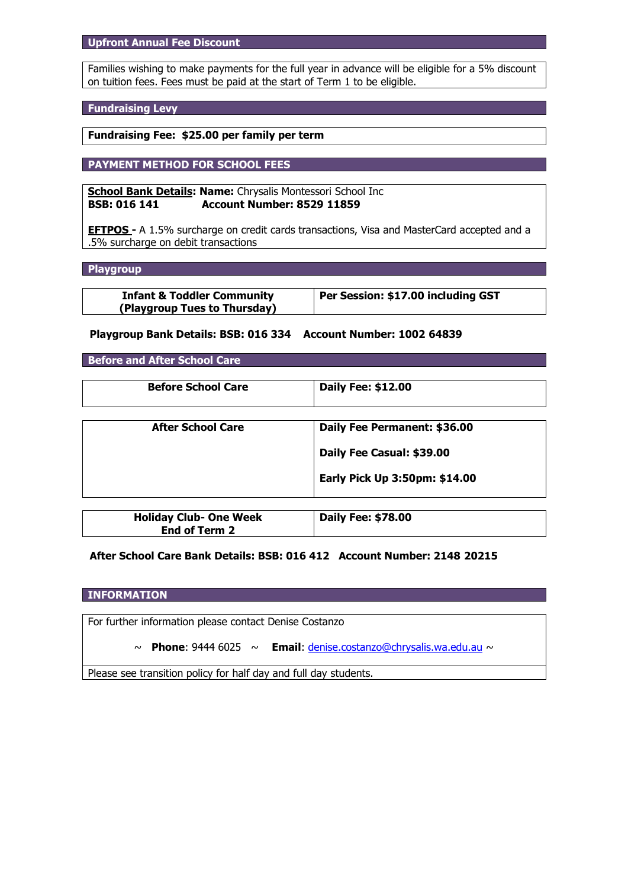## Upfront Annual Fee Discount

Families wishing to make payments for the full year in advance will be eligible for a 5% discount on tuition fees. Fees must be paid at the start of Term 1 to be eligible.

## Fundraising Levy

**Fundraising Fee: $25.00 per family per term**

## PAYMENT METHOD FOR SCHOOL FEES

**School Bank Details: Name:** Chrysalis Montessori School Inc
**BSB: 016 141** **Account Number: 8529 11859**

**EFTPOS -** A 1.5% surcharge on credit cards transactions, Visa and MasterCard accepted and a .5% surcharge on debit transactions

## Playgroup

| | |
|---|---|
| **Infant & Toddler Community (Playgroup Tues to Thursday)** | **Per Session: $17.00 including GST** |

**Playgroup Bank Details: BSB: 016 334 Account Number: 1002 64839**

## Before and After School Care

| | |
|---|---|
| **Before School Care** | **Daily Fee: $12.00** |

| | |
|---|---|
| **After School Care** | **Daily Fee Permanent: $36.00**<br>**Daily Fee Casual: $39.00**<br>**Early Pick Up 3:50pm: $14.00** |

| | |
|---|---|
| **Holiday Club- One Week End of Term 2** | **Daily Fee: $78.00** |

**After School Care Bank Details: BSB: 016 412 Account Number: 2148 20215**

## INFORMATION

For further information please contact Denise Costanzo

~ **Phone**: 9444 6025 ~ **Email**: denise.costanzo@chrysalis.wa.edu.au ~

Please see transition policy for half day and full day students.